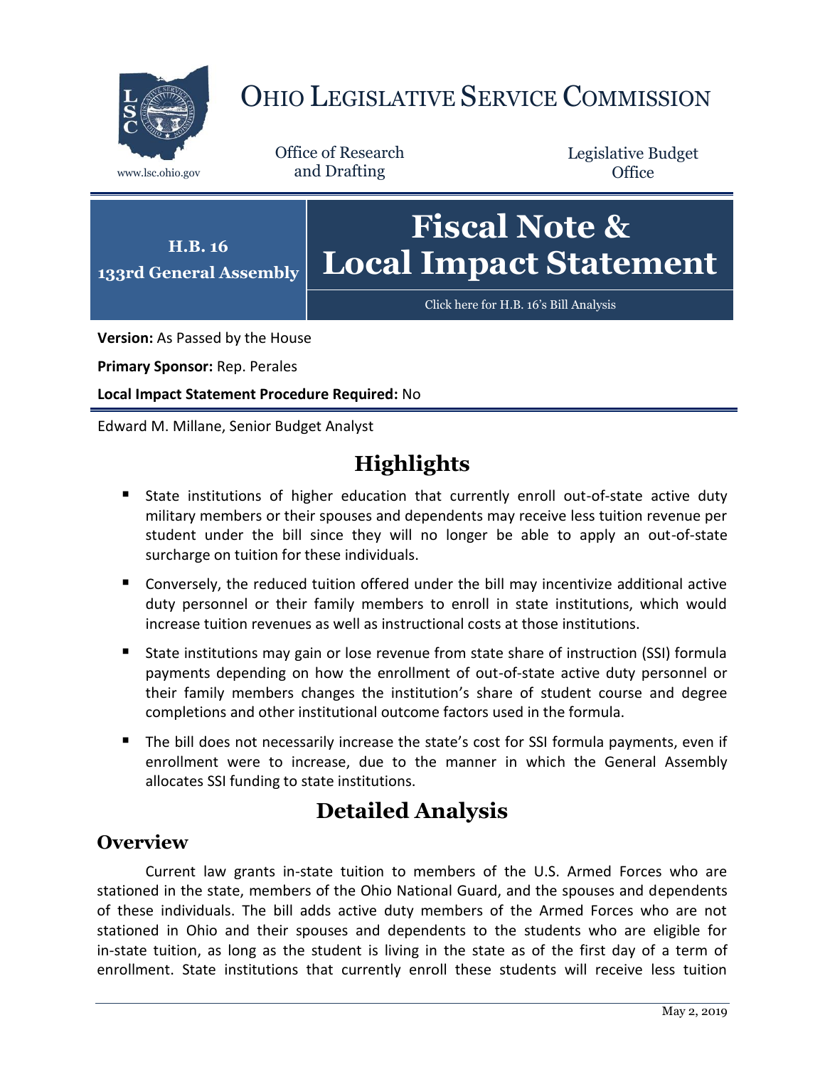# OHIO LEGISLATIVE SERVICE COMMISSION

www.lsc.ohio.gov

Office of Research and Drafting

Legislative Budget Office

**H.B. 16**
**133rd General Assembly**

# Fiscal Note & Local Impact Statement

Click here for H.B. 16's Bill Analysis

**Version:** As Passed by the House

**Primary Sponsor:** Rep. Perales

**Local Impact Statement Procedure Required:** No

Edward M. Millane, Senior Budget Analyst

## Highlights

- State institutions of higher education that currently enroll out-of-state active duty military members or their spouses and dependents may receive less tuition revenue per student under the bill since they will no longer be able to apply an out-of-state surcharge on tuition for these individuals.
- Conversely, the reduced tuition offered under the bill may incentivize additional active duty personnel or their family members to enroll in state institutions, which would increase tuition revenues as well as instructional costs at those institutions.
- State institutions may gain or lose revenue from state share of instruction (SSI) formula payments depending on how the enrollment of out-of-state active duty personnel or their family members changes the institution's share of student course and degree completions and other institutional outcome factors used in the formula.
- The bill does not necessarily increase the state's cost for SSI formula payments, even if enrollment were to increase, due to the manner in which the General Assembly allocates SSI funding to state institutions.

## Detailed Analysis

### Overview

Current law grants in-state tuition to members of the U.S. Armed Forces who are stationed in the state, members of the Ohio National Guard, and the spouses and dependents of these individuals. The bill adds active duty members of the Armed Forces who are not stationed in Ohio and their spouses and dependents to the students who are eligible for in-state tuition, as long as the student is living in the state as of the first day of a term of enrollment. State institutions that currently enroll these students will receive less tuition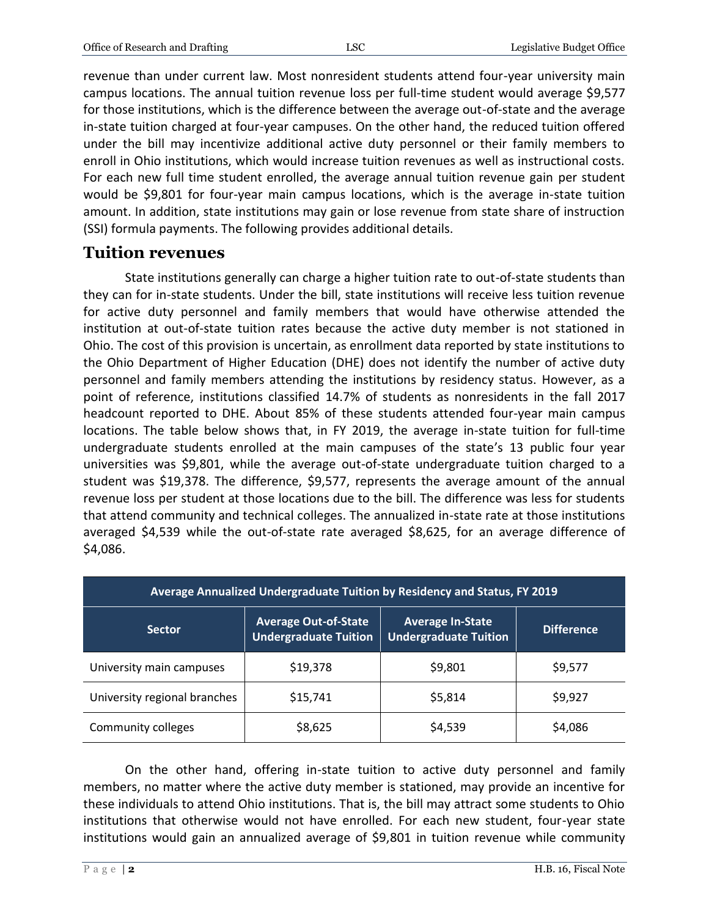revenue than under current law. Most nonresident students attend four-year university main campus locations. The annual tuition revenue loss per full-time student would average $9,577 for those institutions, which is the difference between the average out-of-state and the average in-state tuition charged at four-year campuses. On the other hand, the reduced tuition offered under the bill may incentivize additional active duty personnel or their family members to enroll in Ohio institutions, which would increase tuition revenues as well as instructional costs. For each new full time student enrolled, the average annual tuition revenue gain per student would be $9,801 for four-year main campus locations, which is the average in-state tuition amount. In addition, state institutions may gain or lose revenue from state share of instruction (SSI) formula payments. The following provides additional details.

## Tuition revenues

State institutions generally can charge a higher tuition rate to out-of-state students than they can for in-state students. Under the bill, state institutions will receive less tuition revenue for active duty personnel and family members that would have otherwise attended the institution at out-of-state tuition rates because the active duty member is not stationed in Ohio. The cost of this provision is uncertain, as enrollment data reported by state institutions to the Ohio Department of Higher Education (DHE) does not identify the number of active duty personnel and family members attending the institutions by residency status. However, as a point of reference, institutions classified 14.7% of students as nonresidents in the fall 2017 headcount reported to DHE. About 85% of these students attended four-year main campus locations. The table below shows that, in FY 2019, the average in-state tuition for full-time undergraduate students enrolled at the main campuses of the state's 13 public four year universities was $9,801, while the average out-of-state undergraduate tuition charged to a student was $19,378. The difference, $9,577, represents the average amount of the annual revenue loss per student at those locations due to the bill. The difference was less for students that attend community and technical colleges. The annualized in-state rate at those institutions averaged $4,539 while the out-of-state rate averaged $8,625, for an average difference of $4,086.

| Average Annualized Undergraduate Tuition by Residency and Status, FY 2019 | | | |
|---|---|---|---|
| Sector | Average Out-of-State Undergraduate Tuition | Average In-State Undergraduate Tuition | Difference |
| University main campuses | $19,378 | $9,801 | $9,577 |
| University regional branches | $15,741 | $5,814 | $9,927 |
| Community colleges | $8,625 | $4,539 | $4,086 |

On the other hand, offering in-state tuition to active duty personnel and family members, no matter where the active duty member is stationed, may provide an incentive for these individuals to attend Ohio institutions. That is, the bill may attract some students to Ohio institutions that otherwise would not have enrolled. For each new student, four-year state institutions would gain an annualized average of $9,801 in tuition revenue while community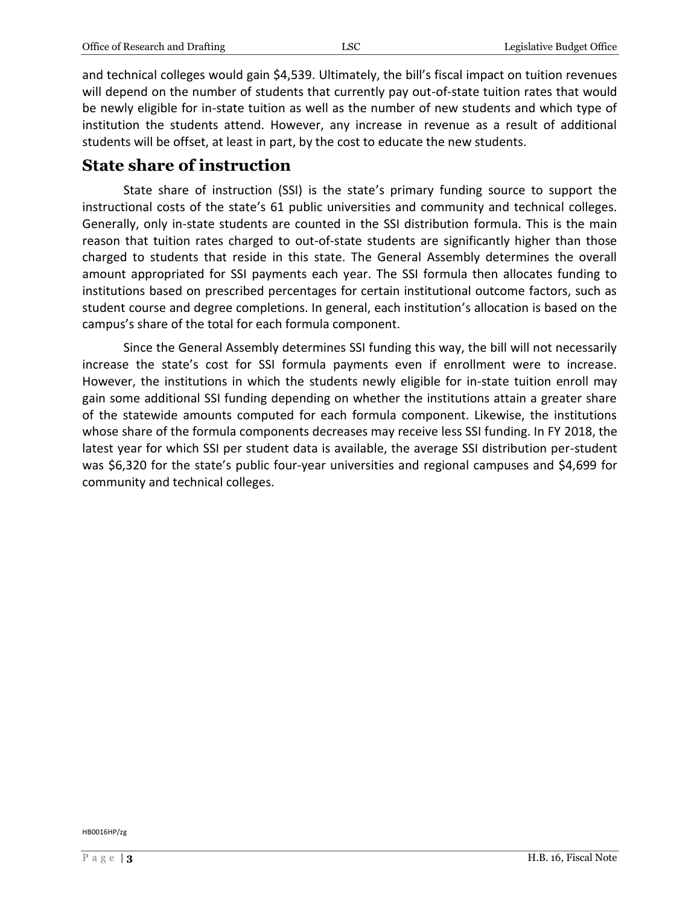and technical colleges would gain $4,539. Ultimately, the bill's fiscal impact on tuition revenues will depend on the number of students that currently pay out-of-state tuition rates that would be newly eligible for in-state tuition as well as the number of new students and which type of institution the students attend. However, any increase in revenue as a result of additional students will be offset, at least in part, by the cost to educate the new students.

## State share of instruction

State share of instruction (SSI) is the state's primary funding source to support the instructional costs of the state's 61 public universities and community and technical colleges. Generally, only in-state students are counted in the SSI distribution formula. This is the main reason that tuition rates charged to out-of-state students are significantly higher than those charged to students that reside in this state. The General Assembly determines the overall amount appropriated for SSI payments each year. The SSI formula then allocates funding to institutions based on prescribed percentages for certain institutional outcome factors, such as student course and degree completions. In general, each institution's allocation is based on the campus's share of the total for each formula component.

Since the General Assembly determines SSI funding this way, the bill will not necessarily increase the state's cost for SSI formula payments even if enrollment were to increase. However, the institutions in which the students newly eligible for in-state tuition enroll may gain some additional SSI funding depending on whether the institutions attain a greater share of the statewide amounts computed for each formula component. Likewise, the institutions whose share of the formula components decreases may receive less SSI funding. In FY 2018, the latest year for which SSI per student data is available, the average SSI distribution per-student was $6,320 for the state's public four-year universities and regional campuses and $4,699 for community and technical colleges.

HB0016HP/zg